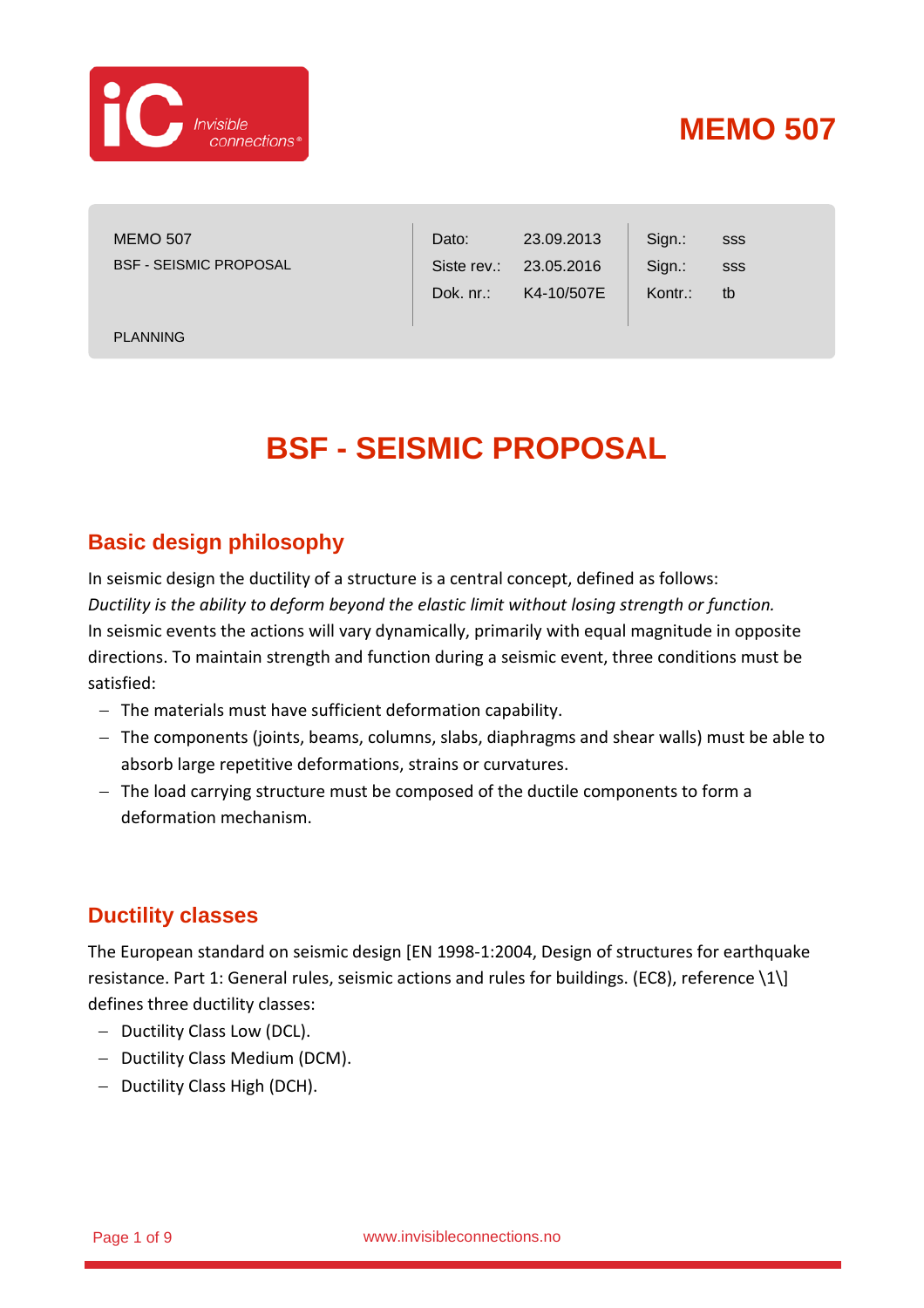# MEMO 507

| MEMO 507 | Dato: | 23.09.2013 | Sign.: | sss |
|---|---|---|---|---|
| BSF - SEISMIC PROPOSAL | Siste rev.: | 23.05.2016 | Sign.: | sss |
| | Dok. nr.: | K4-10/507E | Kontr.: | tb |
| PLANNING | | | | |

# BSF - SEISMIC PROPOSAL

## Basic design philosophy

In seismic design the ductility of a structure is a central concept, defined as follows:
*Ductility is the ability to deform beyond the elastic limit without losing strength or function.*
In seismic events the actions will vary dynamically, primarily with equal magnitude in opposite directions. To maintain strength and function during a seismic event, three conditions must be satisfied:

- The materials must have sufficient deformation capability.
- The components (joints, beams, columns, slabs, diaphragms and shear walls) must be able to absorb large repetitive deformations, strains or curvatures.
- The load carrying structure must be composed of the ductile components to form a deformation mechanism.

## Ductility classes

The European standard on seismic design [EN 1998-1:2004, Design of structures for earthquake resistance. Part 1: General rules, seismic actions and rules for buildings. (EC8), reference \1\] defines three ductility classes:

- Ductility Class Low (DCL).
- Ductility Class Medium (DCM).
- Ductility Class High (DCH).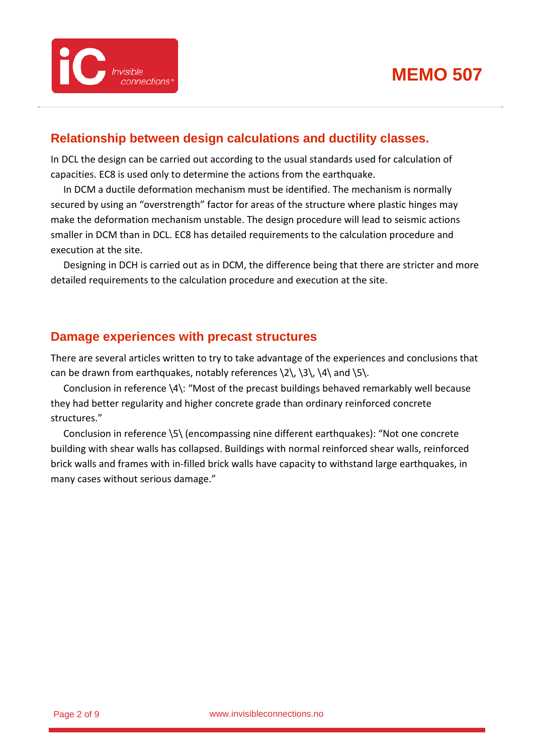## Relationship between design calculations and ductility classes.

In DCL the design can be carried out according to the usual standards used for calculation of capacities. EC8 is used only to determine the actions from the earthquake.

In DCM a ductile deformation mechanism must be identified. The mechanism is normally secured by using an "overstrength" factor for areas of the structure where plastic hinges may make the deformation mechanism unstable. The design procedure will lead to seismic actions smaller in DCM than in DCL. EC8 has detailed requirements to the calculation procedure and execution at the site.

Designing in DCH is carried out as in DCM, the difference being that there are stricter and more detailed requirements to the calculation procedure and execution at the site.

## Damage experiences with precast structures

There are several articles written to try to take advantage of the experiences and conclusions that can be drawn from earthquakes, notably references \2\, \3\, \4\ and \5\.

Conclusion in reference \4\: "Most of the precast buildings behaved remarkably well because they had better regularity and higher concrete grade than ordinary reinforced concrete structures."

Conclusion in reference \5\ (encompassing nine different earthquakes): "Not one concrete building with shear walls has collapsed. Buildings with normal reinforced shear walls, reinforced brick walls and frames with in-filled brick walls have capacity to withstand large earthquakes, in many cases without serious damage."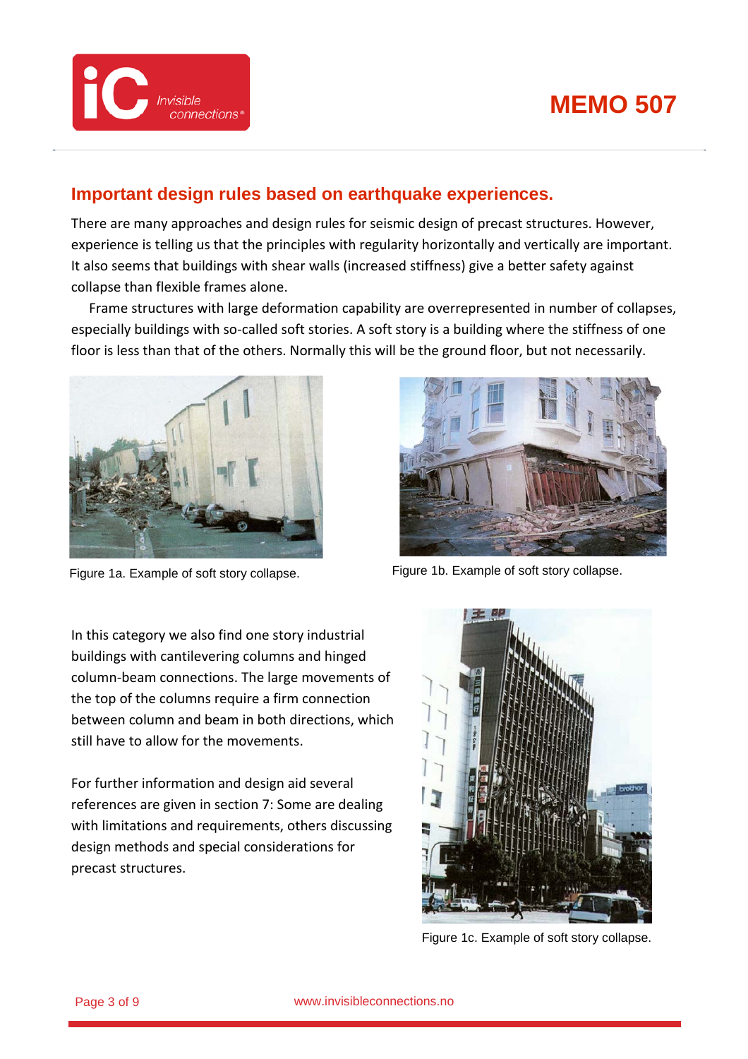## Important design rules based on earthquake experiences.

There are many approaches and design rules for seismic design of precast structures. However, experience is telling us that the principles with regularity horizontally and vertically are important. It also seems that buildings with shear walls (increased stiffness) give a better safety against collapse than flexible frames alone.

Frame structures with large deformation capability are overrepresented in number of collapses, especially buildings with so-called soft stories. A soft story is a building where the stiffness of one floor is less than that of the others. Normally this will be the ground floor, but not necessarily.

Figure 1a. Example of soft story collapse.

Figure 1b. Example of soft story collapse.

In this category we also find one story industrial buildings with cantilevering columns and hinged column-beam connections. The large movements of the top of the columns require a firm connection between column and beam in both directions, which still have to allow for the movements.

For further information and design aid several references are given in section 7: Some are dealing with limitations and requirements, others discussing design methods and special considerations for precast structures.

Figure 1c. Example of soft story collapse.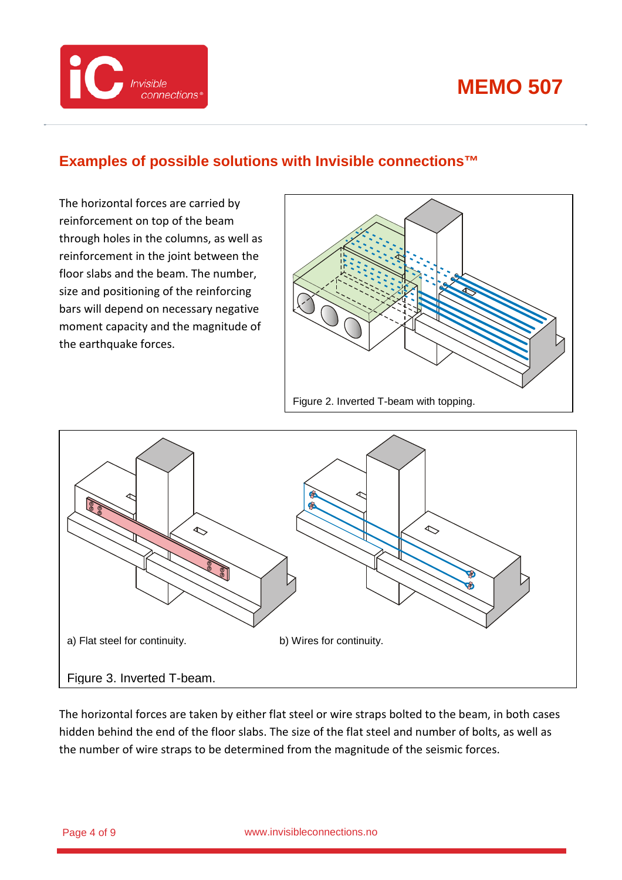## Examples of possible solutions with Invisible connections™

The horizontal forces are carried by reinforcement on top of the beam through holes in the columns, as well as reinforcement in the joint between the floor slabs and the beam. The number, size and positioning of the reinforcing bars will depend on necessary negative moment capacity and the magnitude of the earthquake forces.

Figure 2. Inverted T-beam with topping.

a) Flat steel for continuity.

b) Wires for continuity.

Figure 3. Inverted T-beam.

The horizontal forces are taken by either flat steel or wire straps bolted to the beam, in both cases hidden behind the end of the floor slabs. The size of the flat steel and number of bolts, as well as the number of wire straps to be determined from the magnitude of the seismic forces.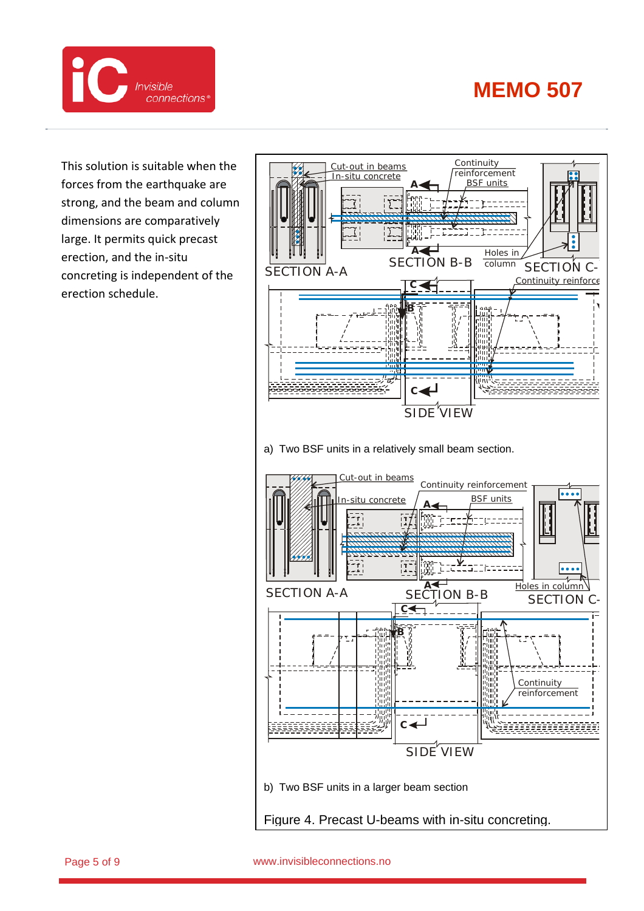This solution is suitable when the forces from the earthquake are strong, and the beam and column dimensions are comparatively large. It permits quick precast erection, and the in-situ concreting is independent of the erection schedule.

a) Two BSF units in a relatively small beam section.

b) Two BSF units in a larger beam section

Figure 4. Precast U-beams with in-situ concreting.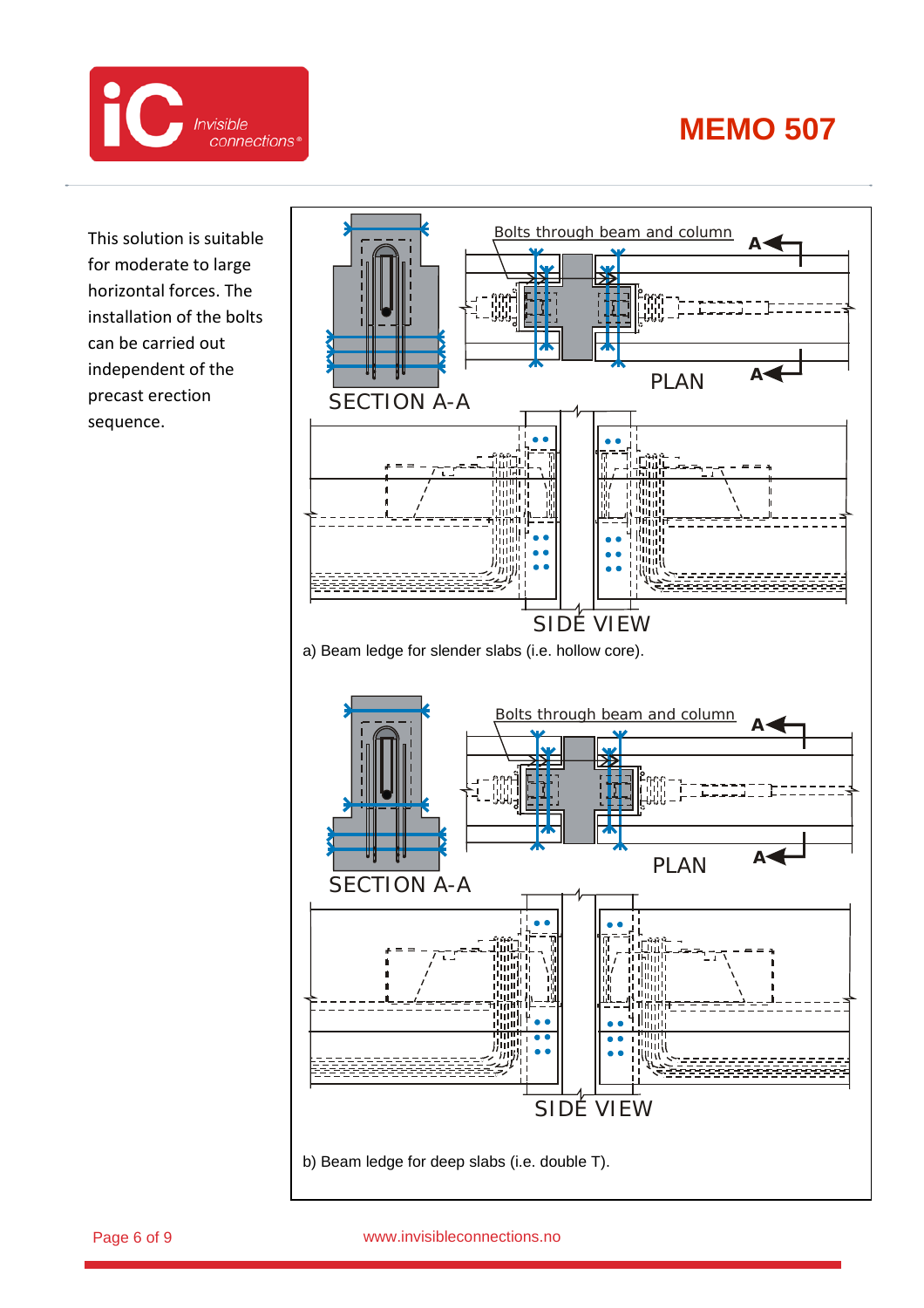This solution is suitable for moderate to large horizontal forces. The installation of the bolts can be carried out independent of the precast erection sequence.

Bolts through beam and column

A

SECTION A-A

PLAN

SIDE VIEW

a) Beam ledge for slender slabs (i.e. hollow core).

Bolts through beam and column

A

SECTION A-A

PLAN

SIDE VIEW

b) Beam ledge for deep slabs (i.e. double T).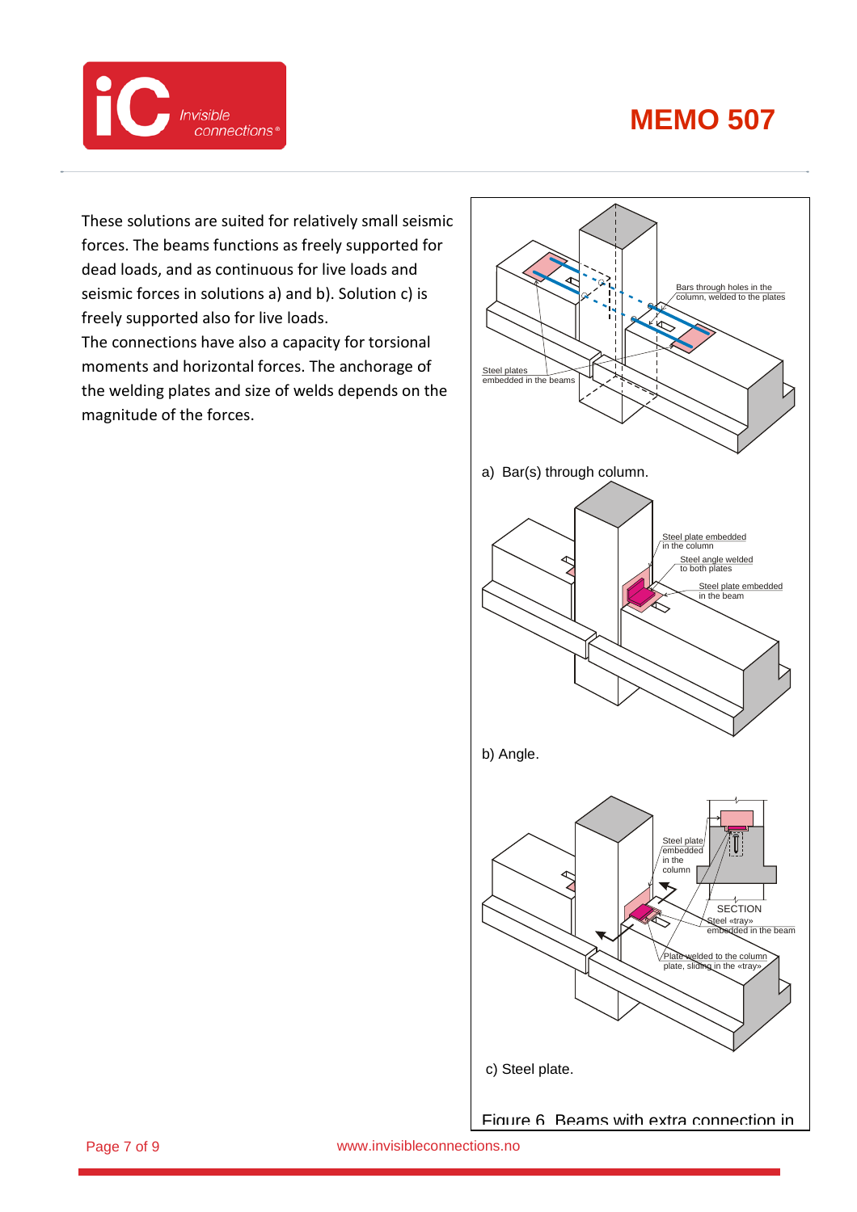These solutions are suited for relatively small seismic forces. The beams functions as freely supported for dead loads, and as continuous for live loads and seismic forces in solutions a) and b). Solution c) is freely supported also for live loads.
The connections have also a capacity for torsional moments and horizontal forces. The anchorage of the welding plates and size of welds depends on the magnitude of the forces.

Steel plates embedded in the beams

Bars through holes in the column, welded to the plates

a) Bar(s) through column.

Steel plate embedded in the column

Steel angle welded to both plates

Steel plate embedded in the beam

b) Angle.

Steel plate embedded in the column

SECTION

Steel «tray» embedded in the beam

Plate welded to the column plate, sliding in the «tray»

c) Steel plate.

Figure 6 Beams with extra connection in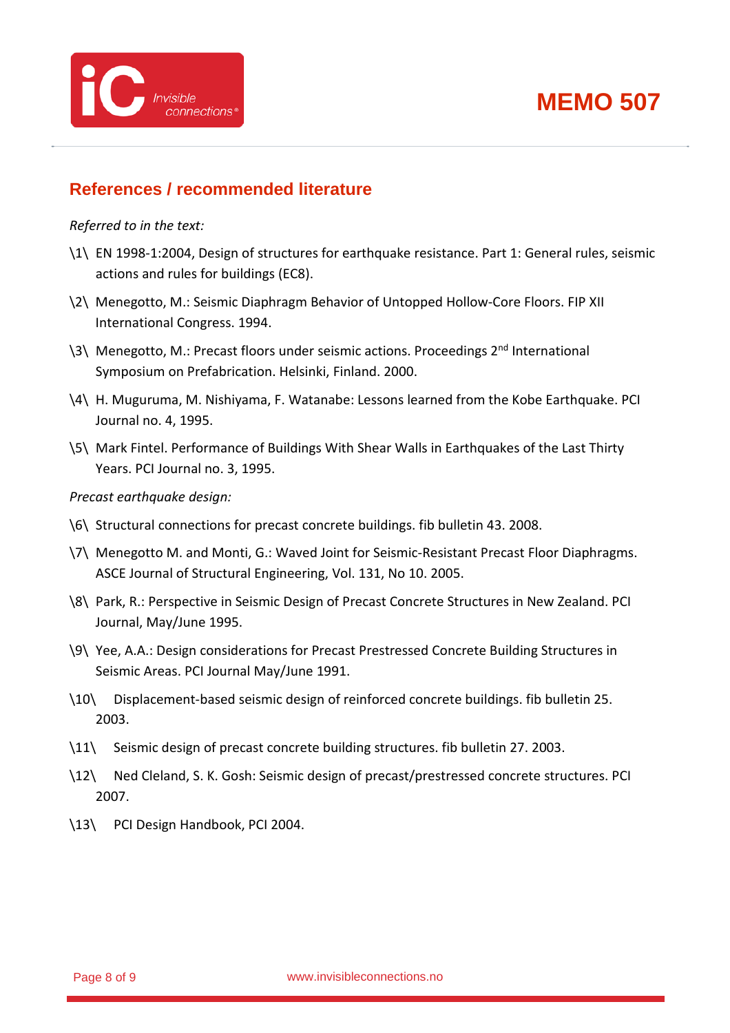## References / recommended literature

*Referred to in the text:*

\1\ EN 1998-1:2004, Design of structures for earthquake resistance. Part 1: General rules, seismic actions and rules for buildings (EC8).

\2\ Menegotto, M.: Seismic Diaphragm Behavior of Untopped Hollow-Core Floors. FIP XII International Congress. 1994.

\3\ Menegotto, M.: Precast floors under seismic actions. Proceedings 2nd International Symposium on Prefabrication. Helsinki, Finland. 2000.

\4\ H. Muguruma, M. Nishiyama, F. Watanabe: Lessons learned from the Kobe Earthquake. PCI Journal no. 4, 1995.

\5\ Mark Fintel. Performance of Buildings With Shear Walls in Earthquakes of the Last Thirty Years. PCI Journal no. 3, 1995.

*Precast earthquake design:*

\6\ Structural connections for precast concrete buildings. fib bulletin 43. 2008.

\7\ Menegotto M. and Monti, G.: Waved Joint for Seismic-Resistant Precast Floor Diaphragms. ASCE Journal of Structural Engineering, Vol. 131, No 10. 2005.

\8\ Park, R.: Perspective in Seismic Design of Precast Concrete Structures in New Zealand. PCI Journal, May/June 1995.

\9\ Yee, A.A.: Design considerations for Precast Prestressed Concrete Building Structures in Seismic Areas. PCI Journal May/June 1991.

\10\ Displacement-based seismic design of reinforced concrete buildings. fib bulletin 25. 2003.

\11\ Seismic design of precast concrete building structures. fib bulletin 27. 2003.

\12\ Ned Cleland, S. K. Gosh: Seismic design of precast/prestressed concrete structures. PCI 2007.

\13\ PCI Design Handbook, PCI 2004.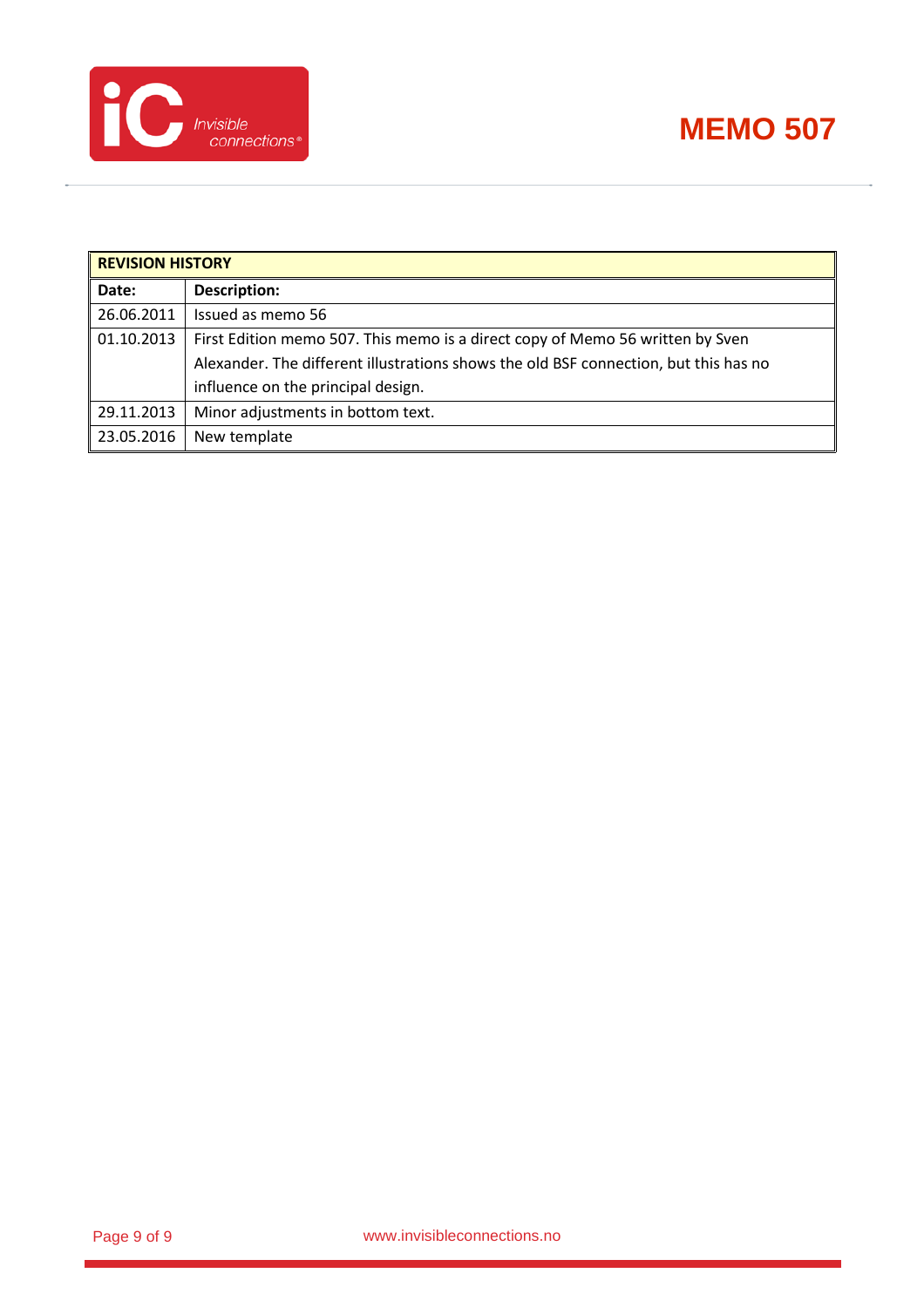| REVISION HISTORY | |
|---|---|
| **Date:** | **Description:** |
| 26.06.2011 | Issued as memo 56 |
| 01.10.2013 | First Edition memo 507. This memo is a direct copy of Memo 56 written by Sven Alexander. The different illustrations shows the old BSF connection, but this has no influence on the principal design. |
| 29.11.2013 | Minor adjustments in bottom text. |
| 23.05.2016 | New template |